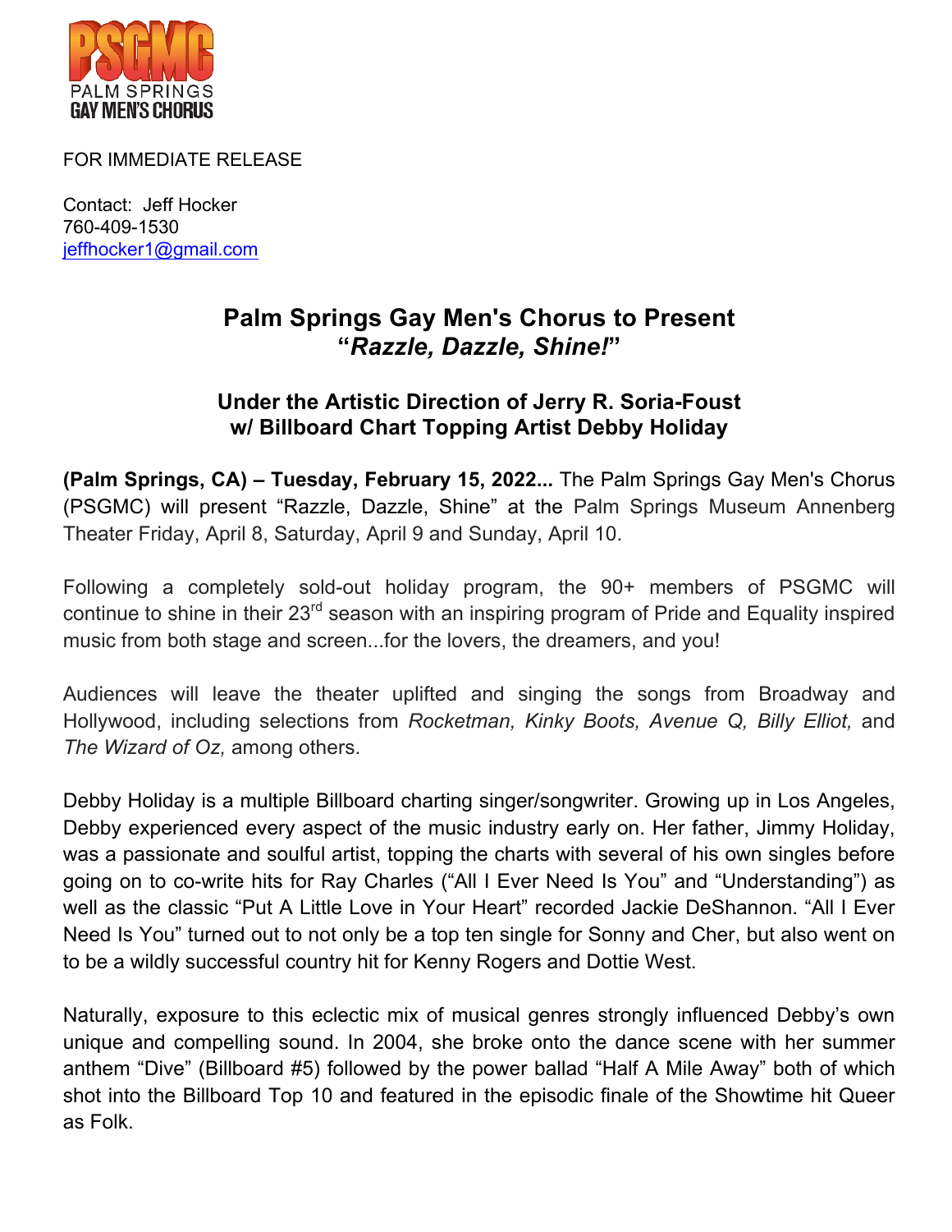PSGMC
PALM SPRINGS
GAY MEN'S CHORUS

FOR IMMEDIATE RELEASE

Contact: Jeff Hocker
760-409-1530
jeffhocker1@gmail.com

# Palm Springs Gay Men's Chorus to Present "*Razzle, Dazzle, Shine!*"

## Under the Artistic Direction of Jerry R. Soria-Foust w/ Billboard Chart Topping Artist Debby Holiday

**(Palm Springs, CA) – Tuesday, February 15, 2022...** The Palm Springs Gay Men's Chorus (PSGMC) will present "Razzle, Dazzle, Shine" at the Palm Springs Museum Annenberg Theater Friday, April 8, Saturday, April 9 and Sunday, April 10.

Following a completely sold-out holiday program, the 90+ members of PSGMC will continue to shine in their 23rd season with an inspiring program of Pride and Equality inspired music from both stage and screen...for the lovers, the dreamers, and you!

Audiences will leave the theater uplifted and singing the songs from Broadway and Hollywood, including selections from *Rocketman, Kinky Boots, Avenue Q, Billy Elliot,* and *The Wizard of Oz,* among others.

Debby Holiday is a multiple Billboard charting singer/songwriter. Growing up in Los Angeles, Debby experienced every aspect of the music industry early on. Her father, Jimmy Holiday, was a passionate and soulful artist, topping the charts with several of his own singles before going on to co-write hits for Ray Charles ("All I Ever Need Is You" and "Understanding") as well as the classic "Put A Little Love in Your Heart" recorded Jackie DeShannon. "All I Ever Need Is You" turned out to not only be a top ten single for Sonny and Cher, but also went on to be a wildly successful country hit for Kenny Rogers and Dottie West.

Naturally, exposure to this eclectic mix of musical genres strongly influenced Debby's own unique and compelling sound. In 2004, she broke onto the dance scene with her summer anthem "Dive" (Billboard #5) followed by the power ballad "Half A Mile Away" both of which shot into the Billboard Top 10 and featured in the episodic finale of the Showtime hit Queer as Folk.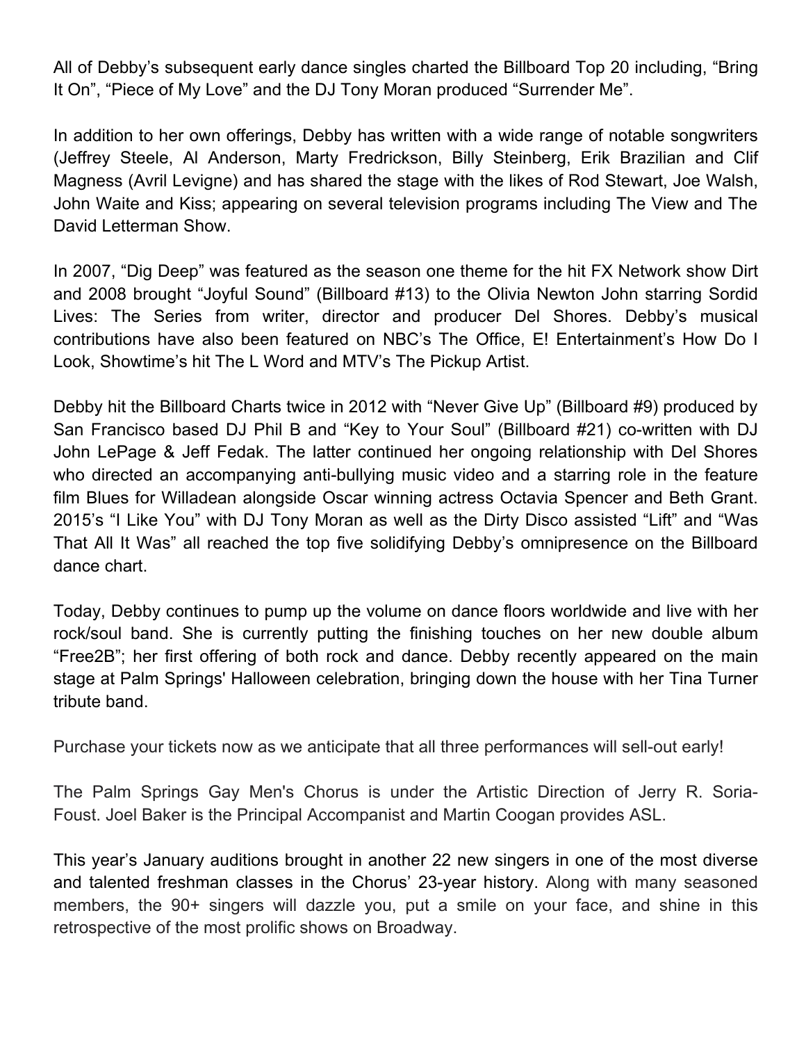All of Debby's subsequent early dance singles charted the Billboard Top 20 including, "Bring It On", "Piece of My Love" and the DJ Tony Moran produced "Surrender Me".

In addition to her own offerings, Debby has written with a wide range of notable songwriters (Jeffrey Steele, Al Anderson, Marty Fredrickson, Billy Steinberg, Erik Brazilian and Clif Magness (Avril Levigne) and has shared the stage with the likes of Rod Stewart, Joe Walsh, John Waite and Kiss; appearing on several television programs including The View and The David Letterman Show.

In 2007, "Dig Deep" was featured as the season one theme for the hit FX Network show Dirt and 2008 brought "Joyful Sound" (Billboard #13) to the Olivia Newton John starring Sordid Lives: The Series from writer, director and producer Del Shores. Debby's musical contributions have also been featured on NBC's The Office, E! Entertainment's How Do I Look, Showtime's hit The L Word and MTV's The Pickup Artist.

Debby hit the Billboard Charts twice in 2012 with "Never Give Up" (Billboard #9) produced by San Francisco based DJ Phil B and "Key to Your Soul" (Billboard #21) co-written with DJ John LePage & Jeff Fedak. The latter continued her ongoing relationship with Del Shores who directed an accompanying anti-bullying music video and a starring role in the feature film Blues for Willadean alongside Oscar winning actress Octavia Spencer and Beth Grant. 2015's "I Like You" with DJ Tony Moran as well as the Dirty Disco assisted "Lift" and "Was That All It Was" all reached the top five solidifying Debby's omnipresence on the Billboard dance chart.

Today, Debby continues to pump up the volume on dance floors worldwide and live with her rock/soul band. She is currently putting the finishing touches on her new double album "Free2B"; her first offering of both rock and dance. Debby recently appeared on the main stage at Palm Springs' Halloween celebration, bringing down the house with her Tina Turner tribute band.

Purchase your tickets now as we anticipate that all three performances will sell-out early!

The Palm Springs Gay Men's Chorus is under the Artistic Direction of Jerry R. Soria-Foust. Joel Baker is the Principal Accompanist and Martin Coogan provides ASL.

This year's January auditions brought in another 22 new singers in one of the most diverse and talented freshman classes in the Chorus' 23-year history. Along with many seasoned members, the 90+ singers will dazzle you, put a smile on your face, and shine in this retrospective of the most prolific shows on Broadway.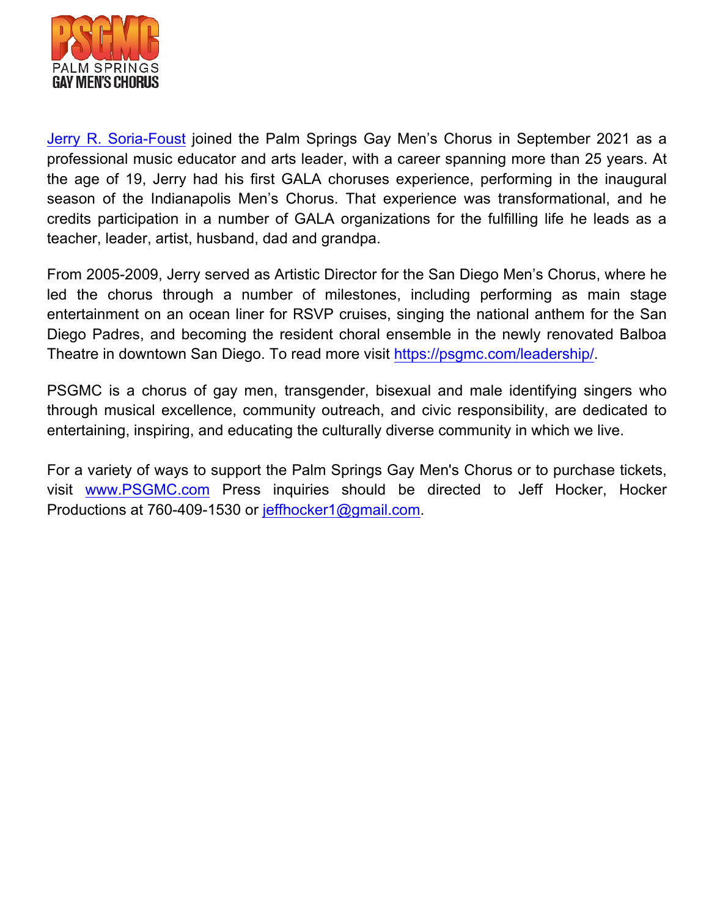Jerry R. Soria-Foust joined the Palm Springs Gay Men's Chorus in September 2021 as a professional music educator and arts leader, with a career spanning more than 25 years. At the age of 19, Jerry had his first GALA choruses experience, performing in the inaugural season of the Indianapolis Men's Chorus. That experience was transformational, and he credits participation in a number of GALA organizations for the fulfilling life he leads as a teacher, leader, artist, husband, dad and grandpa.

From 2005-2009, Jerry served as Artistic Director for the San Diego Men's Chorus, where he led the chorus through a number of milestones, including performing as main stage entertainment on an ocean liner for RSVP cruises, singing the national anthem for the San Diego Padres, and becoming the resident choral ensemble in the newly renovated Balboa Theatre in downtown San Diego. To read more visit https://psgmc.com/leadership/.

PSGMC is a chorus of gay men, transgender, bisexual and male identifying singers who through musical excellence, community outreach, and civic responsibility, are dedicated to entertaining, inspiring, and educating the culturally diverse community in which we live.

For a variety of ways to support the Palm Springs Gay Men's Chorus or to purchase tickets, visit www.PSGMC.com Press inquiries should be directed to Jeff Hocker, Hocker Productions at 760-409-1530 or jeffhocker1@gmail.com.